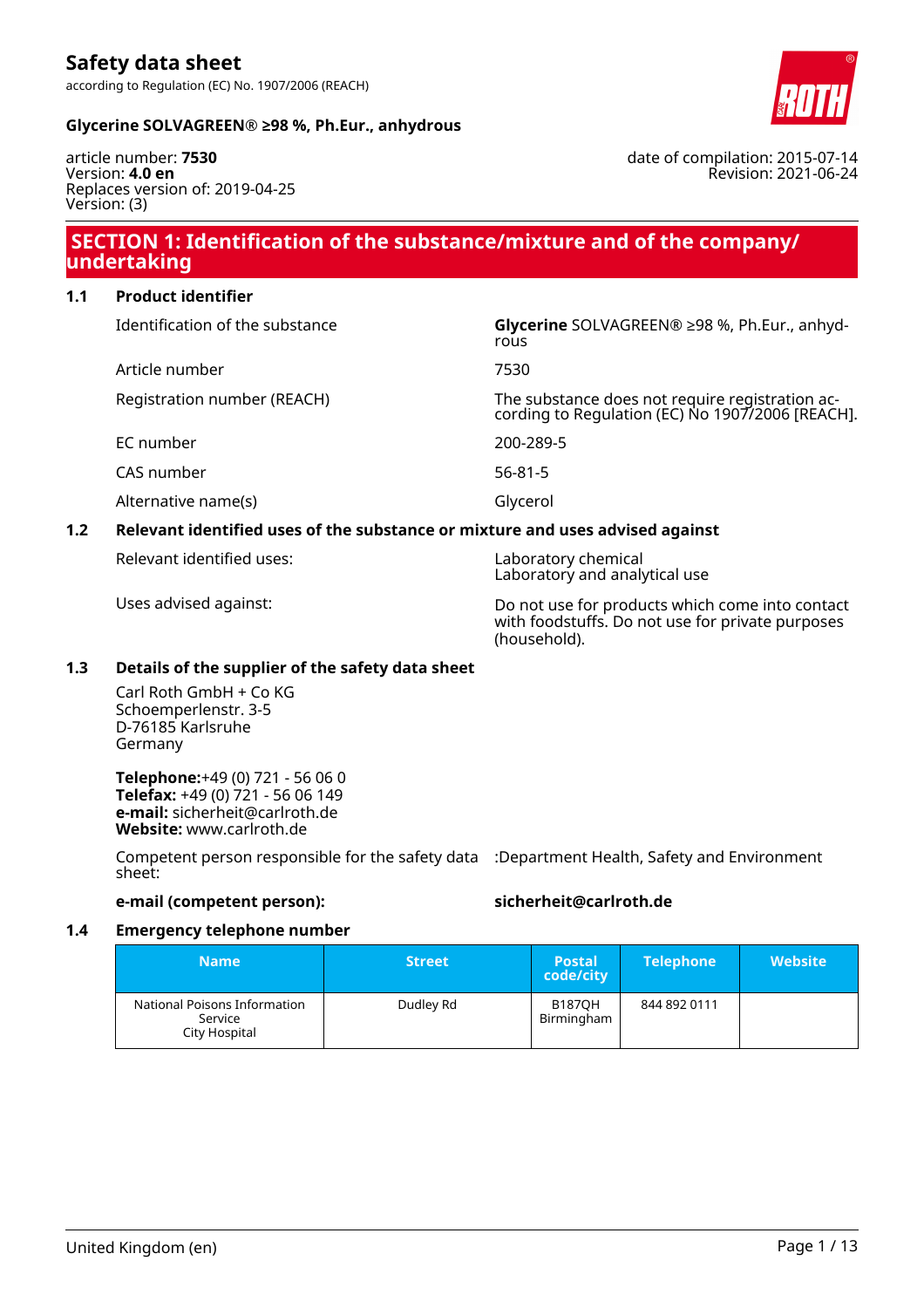# Safety data sheet

according to Regulation (EC) No. 1907/2006 (REACH)

**Glycerine SOLVAGREEN® ≥98 %, Ph.Eur., anhydrous**

article number: **7530**
Version: **4.0 en**
Replaces version of: 2019-04-25
Version: (3)

date of compilation: 2015-07-14
Revision: 2021-06-24

## SECTION 1: Identification of the substance/mixture and of the company/ undertaking

### 1.1 Product identifier

| | |
|---|---|
| Identification of the substance | **Glycerine** SOLVAGREEN® ≥98 %, Ph.Eur., anhydrous |
| Article number | 7530 |
| Registration number (REACH) | The substance does not require registration according to Regulation (EC) No 1907/2006 [REACH]. |
| EC number | 200-289-5 |
| CAS number | 56-81-5 |
| Alternative name(s) | Glycerol |

### 1.2 Relevant identified uses of the substance or mixture and uses advised against

| | |
|---|---|
| Relevant identified uses: | Laboratory chemical<br>Laboratory and analytical use |
| Uses advised against: | Do not use for products which come into contact with foodstuffs. Do not use for private purposes (household). |

### 1.3 Details of the supplier of the safety data sheet

Carl Roth GmbH + Co KG
Schoemperlenstr. 3-5
D-76185 Karlsruhe
Germany

**Telephone:**+49 (0) 721 - 56 06 0
**Telefax:** +49 (0) 721 - 56 06 149
**e-mail:** sicherheit@carlroth.de
**Website:** www.carlroth.de

Competent person responsible for the safety data sheet: :Department Health, Safety and Environment

**e-mail (competent person):** **sicherheit@carlroth.de**

### 1.4 Emergency telephone number

| Name | Street | Postal code/city | Telephone | Website |
|---|---|---|---|---|
| National Poisons Information Service City Hospital | Dudley Rd | B187QH Birmingham | 844 892 0111 | |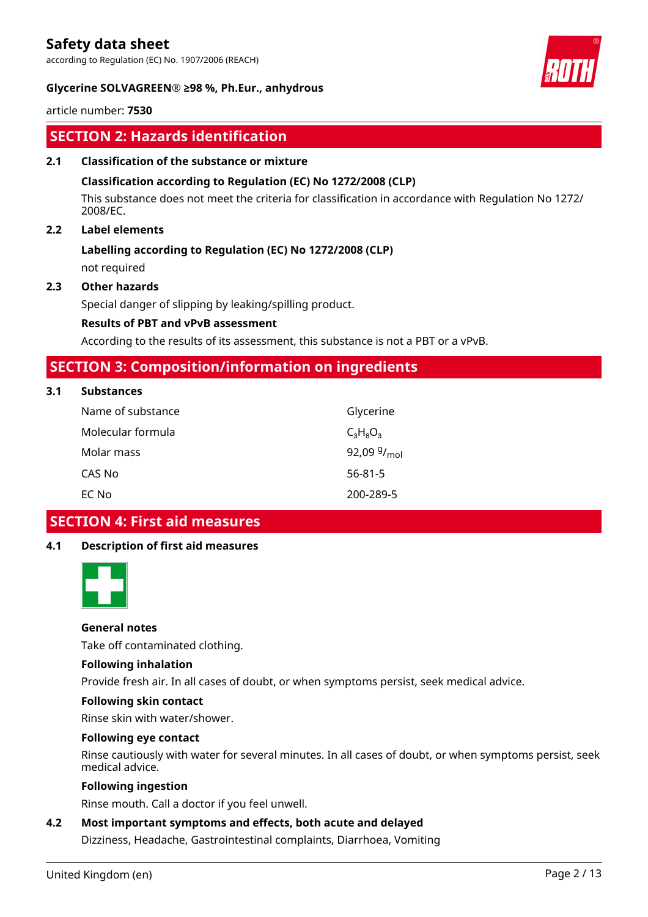## SECTION 2: Hazards identification

### 2.1 Classification of the substance or mixture

**Classification according to Regulation (EC) No 1272/2008 (CLP)**

This substance does not meet the criteria for classification in accordance with Regulation No 1272/2008/EC.

### 2.2 Label elements

**Labelling according to Regulation (EC) No 1272/2008 (CLP)**

not required

### 2.3 Other hazards

Special danger of slipping by leaking/spilling product.

**Results of PBT and vPvB assessment**

According to the results of its assessment, this substance is not a PBT or a vPvB.

## SECTION 3: Composition/information on ingredients

### 3.1 Substances

| | |
|---|---|
| Name of substance | Glycerine |
| Molecular formula | $C_3H_8O_3$ |
| Molar mass | 92,09 $^{g}/_{mol}$ |
| CAS No | 56-81-5 |
| EC No | 200-289-5 |

## SECTION 4: First aid measures

### 4.1 Description of first aid measures

**General notes**

Take off contaminated clothing.

**Following inhalation**

Provide fresh air. In all cases of doubt, or when symptoms persist, seek medical advice.

**Following skin contact**

Rinse skin with water/shower.

**Following eye contact**

Rinse cautiously with water for several minutes. In all cases of doubt, or when symptoms persist, seek medical advice.

**Following ingestion**

Rinse mouth. Call a doctor if you feel unwell.

### 4.2 Most important symptoms and effects, both acute and delayed

Dizziness, Headache, Gastrointestinal complaints, Diarrhoea, Vomiting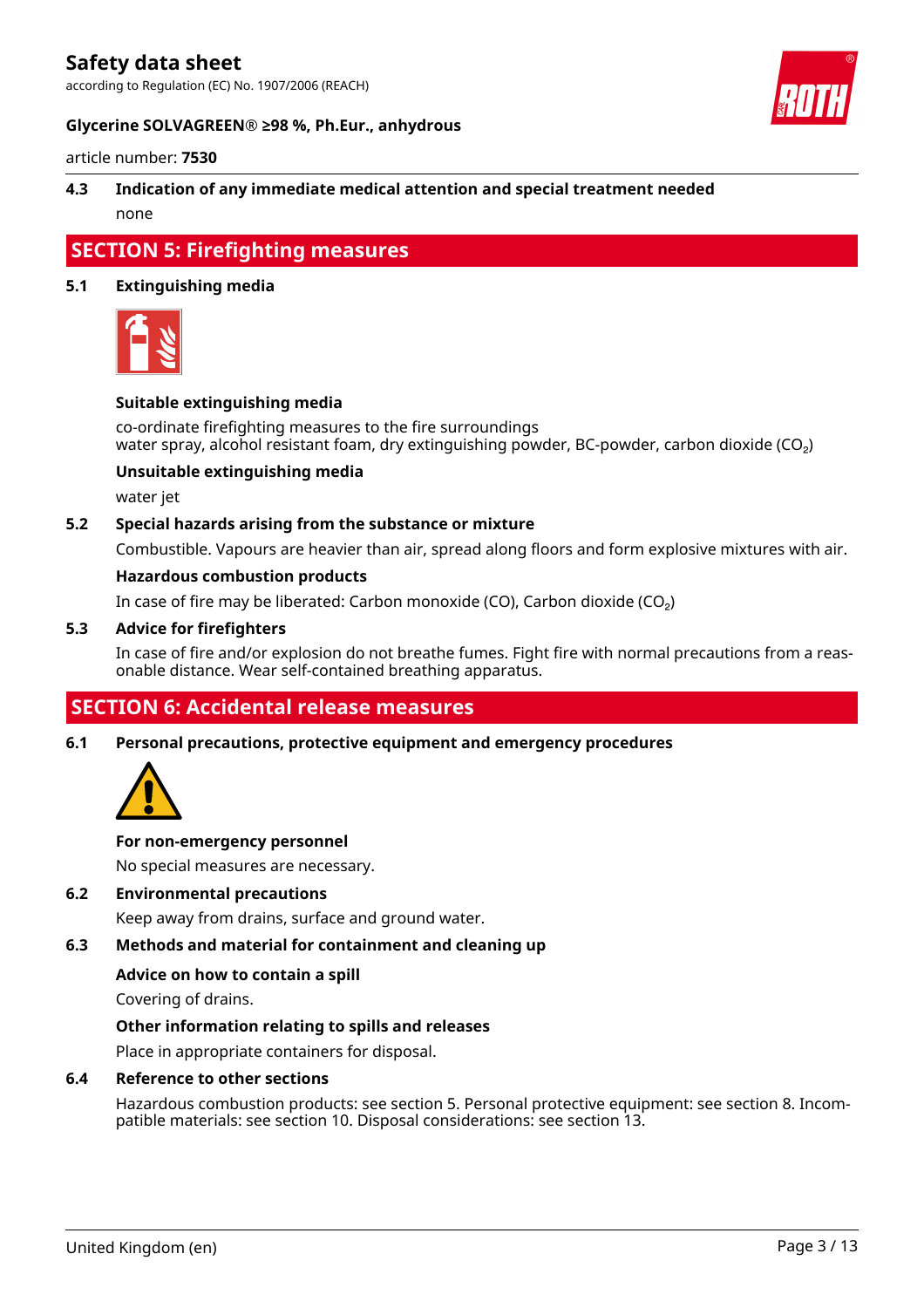### 4.3 Indication of any immediate medical attention and special treatment needed

none

## SECTION 5: Firefighting measures

### 5.1 Extinguishing media

**Suitable extinguishing media**

co-ordinate firefighting measures to the fire surroundings
water spray, alcohol resistant foam, dry extinguishing powder, BC-powder, carbon dioxide ($CO_2$)

**Unsuitable extinguishing media**

water jet

### 5.2 Special hazards arising from the substance or mixture

Combustible. Vapours are heavier than air, spread along floors and form explosive mixtures with air.

**Hazardous combustion products**

In case of fire may be liberated: Carbon monoxide (CO), Carbon dioxide ($CO_2$)

### 5.3 Advice for firefighters

In case of fire and/or explosion do not breathe fumes. Fight fire with normal precautions from a reasonable distance. Wear self-contained breathing apparatus.

## SECTION 6: Accidental release measures

### 6.1 Personal precautions, protective equipment and emergency procedures

**For non-emergency personnel**

No special measures are necessary.

### 6.2 Environmental precautions

Keep away from drains, surface and ground water.

### 6.3 Methods and material for containment and cleaning up

**Advice on how to contain a spill**

Covering of drains.

**Other information relating to spills and releases**

Place in appropriate containers for disposal.

### 6.4 Reference to other sections

Hazardous combustion products: see section 5. Personal protective equipment: see section 8. Incompatible materials: see section 10. Disposal considerations: see section 13.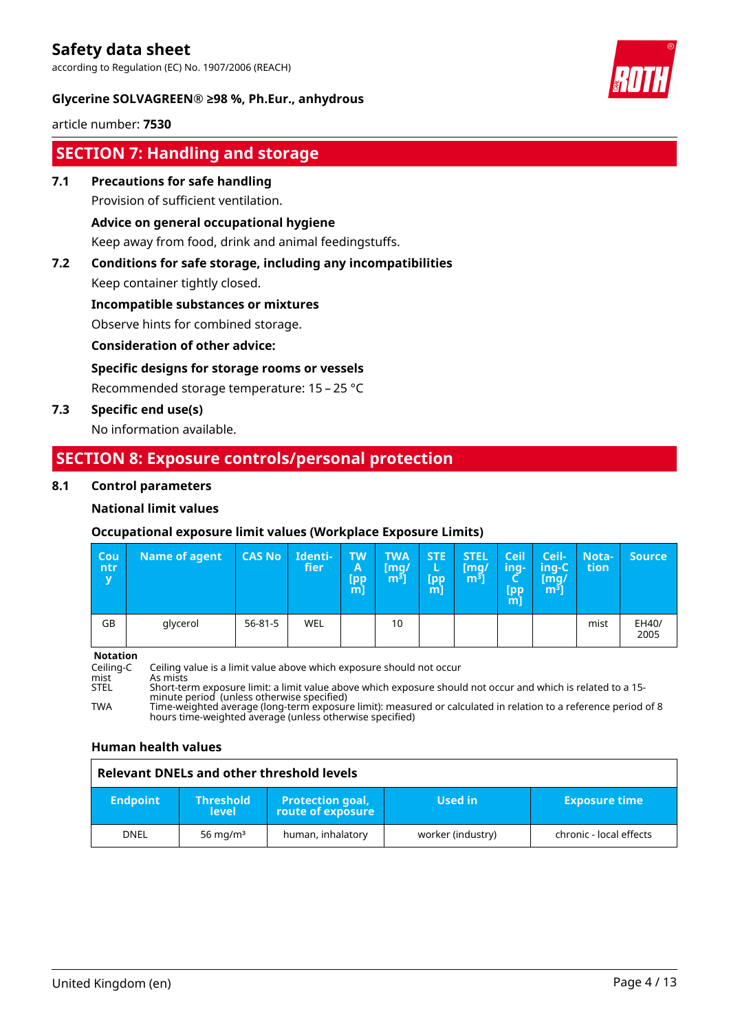## SECTION 7: Handling and storage

### 7.1 Precautions for safe handling

Provision of sufficient ventilation.

**Advice on general occupational hygiene**

Keep away from food, drink and animal feedingstuffs.

### 7.2 Conditions for safe storage, including any incompatibilities

Keep container tightly closed.

**Incompatible substances or mixtures**

Observe hints for combined storage.

**Consideration of other advice:**

**Specific designs for storage rooms or vessels**

Recommended storage temperature: 15 – 25 °C

### 7.3 Specific end use(s)

No information available.

## SECTION 8: Exposure controls/personal protection

### 8.1 Control parameters

**National limit values**

**Occupational exposure limit values (Workplace Exposure Limits)**

| Country | Name of agent | CAS No | Identifier | TWA [ppm] | TWA [mg/m³] | STEL [ppm] | STEL [mg/m³] | Ceiling-C [ppm] | Ceiling-C [mg/m³] | Notation | Source |
|---|---|---|---|---|---|---|---|---|---|---|---|
| GB | glycerol | 56-81-5 | WEL | | 10 | | | | | mist | EH40/ 2005 |

**Notation**

- Ceiling-C: Ceiling value is a limit value above which exposure should not occur
- mist: As mists
- STEL: Short-term exposure limit: a limit value above which exposure should not occur and which is related to a 15-minute period (unless otherwise specified)
- TWA: Time-weighted average (long-term exposure limit): measured or calculated in relation to a reference period of 8 hours time-weighted average (unless otherwise specified)

**Human health values**

| Relevant DNELs and other threshold levels | | | | |
|---|---|---|---|---|
| **Endpoint** | **Threshold level** | **Protection goal, route of exposure** | **Used in** | **Exposure time** |
| DNEL | 56 mg/m³ | human, inhalatory | worker (industry) | chronic - local effects |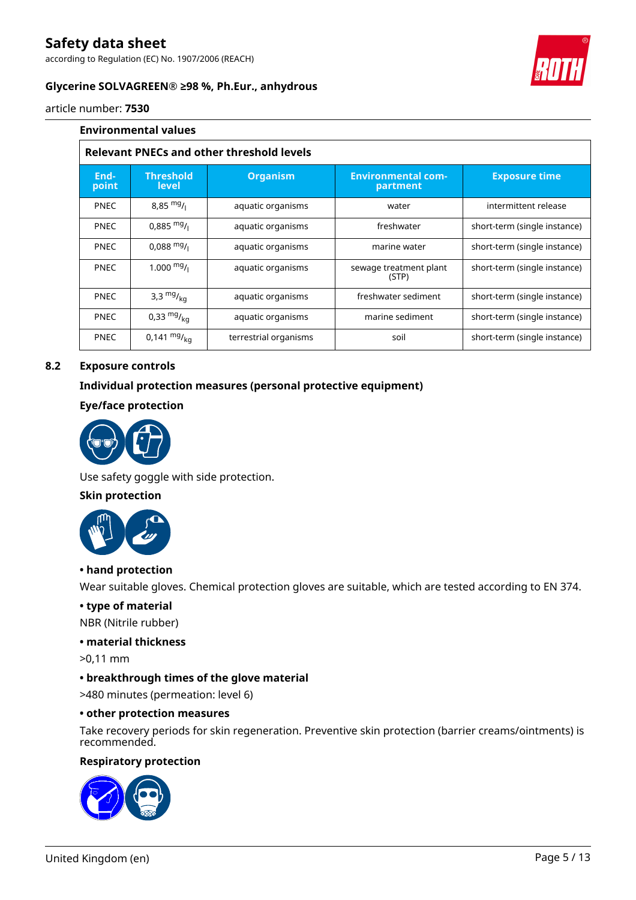#### Environmental values

**Relevant PNECs and other threshold levels**

| End-point | Threshold level | Organism | Environmental com-partment | Exposure time |
|---|---|---|---|---|
| PNEC | 8,85 $^{mg}/_{l}$ | aquatic organisms | water | intermittent release |
| PNEC | 0,885 $^{mg}/_{l}$ | aquatic organisms | freshwater | short-term (single instance) |
| PNEC | 0,088 $^{mg}/_{l}$ | aquatic organisms | marine water | short-term (single instance) |
| PNEC | 1.000 $^{mg}/_{l}$ | aquatic organisms | sewage treatment plant (STP) | short-term (single instance) |
| PNEC | 3,3 $^{mg}/_{kg}$ | aquatic organisms | freshwater sediment | short-term (single instance) |
| PNEC | 0,33 $^{mg}/_{kg}$ | aquatic organisms | marine sediment | short-term (single instance) |
| PNEC | 0,141 $^{mg}/_{kg}$ | terrestrial organisms | soil | short-term (single instance) |

## 8.2 Exposure controls

#### Individual protection measures (personal protective equipment)

#### Eye/face protection

Use safety goggle with side protection.

#### Skin protection

**• hand protection**

Wear suitable gloves. Chemical protection gloves are suitable, which are tested according to EN 374.

**• type of material**

NBR (Nitrile rubber)

**• material thickness**

>0,11 mm

**• breakthrough times of the glove material**

>480 minutes (permeation: level 6)

**• other protection measures**

Take recovery periods for skin regeneration. Preventive skin protection (barrier creams/ointments) is recommended.

#### Respiratory protection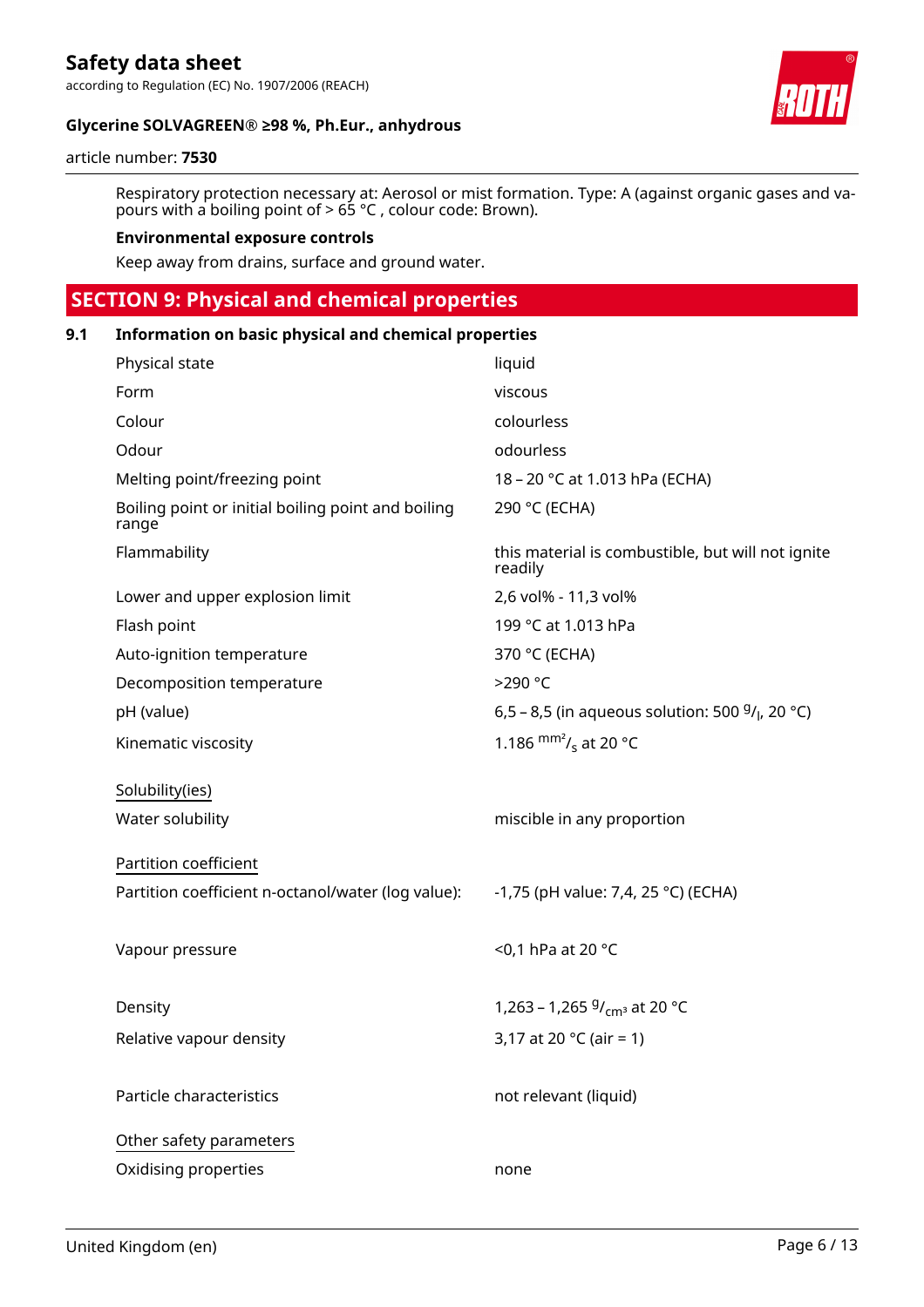Respiratory protection necessary at: Aerosol or mist formation. Type: A (against organic gases and vapours with a boiling point of > 65 °C , colour code: Brown).

**Environmental exposure controls**

Keep away from drains, surface and ground water.

## SECTION 9: Physical and chemical properties

### 9.1 Information on basic physical and chemical properties

| | |
|---|---|
| Physical state | liquid |
| Form | viscous |
| Colour | colourless |
| Odour | odourless |
| Melting point/freezing point | 18 – 20 °C at 1.013 hPa (ECHA) |
| Boiling point or initial boiling point and boiling range | 290 °C (ECHA) |
| Flammability | this material is combustible, but will not ignite readily |
| Lower and upper explosion limit | 2,6 vol% - 11,3 vol% |
| Flash point | 199 °C at 1.013 hPa |
| Auto-ignition temperature | 370 °C (ECHA) |
| Decomposition temperature | >290 °C |
| pH (value) | 6,5 – 8,5 (in aqueous solution: 500 $^{g}/_{l}$, 20 °C) |
| Kinematic viscosity | 1.186 $^{mm^2}/_{s}$ at 20 °C |

Solubility(ies)

| | |
|---|---|
| Water solubility | miscible in any proportion |

Partition coefficient

| | |
|---|---|
| Partition coefficient n-octanol/water (log value): | -1,75 (pH value: 7,4, 25 °C) (ECHA) |
| Vapour pressure | <0,1 hPa at 20 °C |
| Density | 1,263 – 1,265 $^{g}/_{cm^3}$ at 20 °C |
| Relative vapour density | 3,17 at 20 °C (air = 1) |
| Particle characteristics | not relevant (liquid) |

Other safety parameters

| | |
|---|---|
| Oxidising properties | none |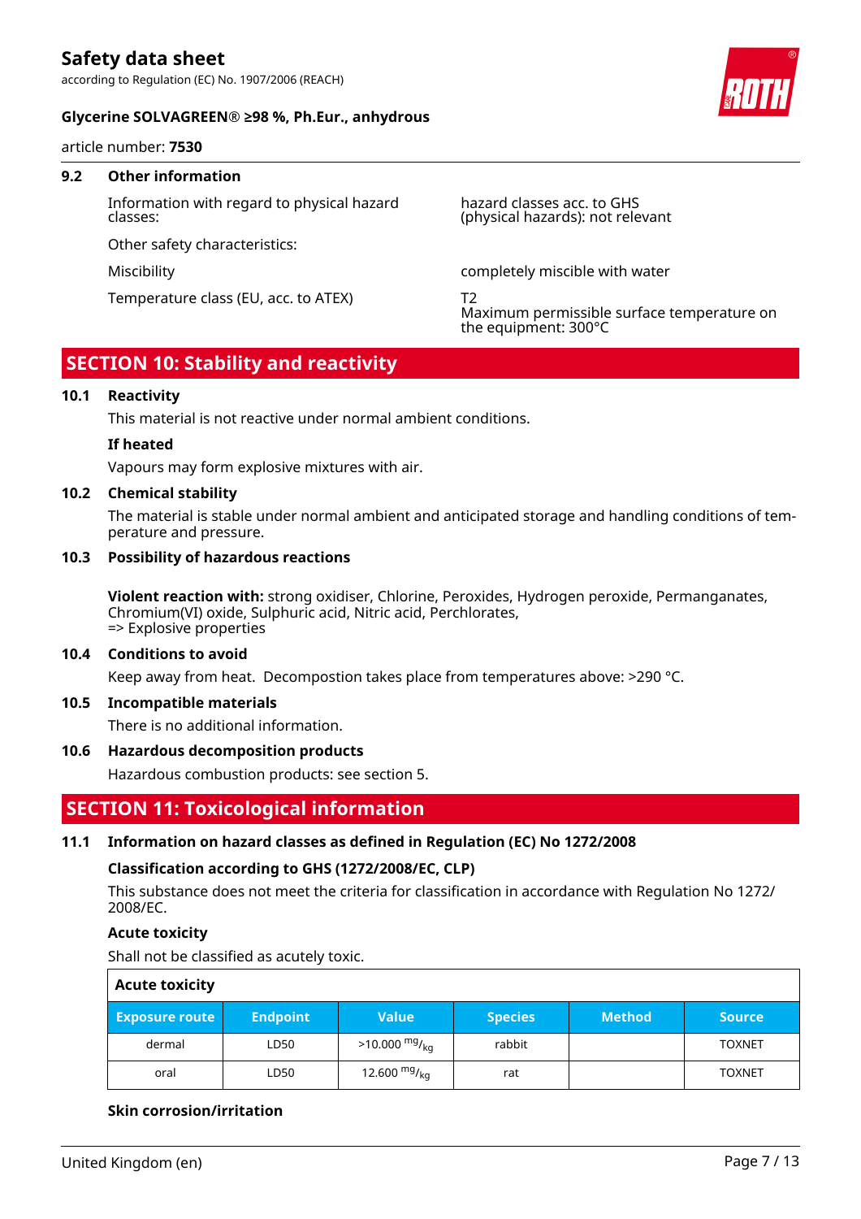### 9.2 Other information

| | |
|---|---|
| Information with regard to physical hazard classes: | hazard classes acc. to GHS (physical hazards): not relevant |
| Other safety characteristics: | |
| Miscibility | completely miscible with water |
| Temperature class (EU, acc. to ATEX) | T2<br>Maximum permissible surface temperature on the equipment: 300°C |

## SECTION 10: Stability and reactivity

### 10.1 Reactivity

This material is not reactive under normal ambient conditions.

**If heated**

Vapours may form explosive mixtures with air.

### 10.2 Chemical stability

The material is stable under normal ambient and anticipated storage and handling conditions of temperature and pressure.

### 10.3 Possibility of hazardous reactions

**Violent reaction with:** strong oxidiser, Chlorine, Peroxides, Hydrogen peroxide, Permanganates, Chromium(VI) oxide, Sulphuric acid, Nitric acid, Perchlorates,
=> Explosive properties

### 10.4 Conditions to avoid

Keep away from heat. Decompostion takes place from temperatures above: >290 °C.

### 10.5 Incompatible materials

There is no additional information.

### 10.6 Hazardous decomposition products

Hazardous combustion products: see section 5.

## SECTION 11: Toxicological information

### 11.1 Information on hazard classes as defined in Regulation (EC) No 1272/2008

**Classification according to GHS (1272/2008/EC, CLP)**

This substance does not meet the criteria for classification in accordance with Regulation No 1272/2008/EC.

**Acute toxicity**

Shall not be classified as acutely toxic.

| Acute toxicity | | | | | |
|---|---|---|---|---|---|
| **Exposure route** | **Endpoint** | **Value** | **Species** | **Method** | **Source** |
| dermal | LD50 | >10.000 $^{mg}/_{kg}$ | rabbit | | TOXNET |
| oral | LD50 | 12.600 $^{mg}/_{kg}$ | rat | | TOXNET |

**Skin corrosion/irritation**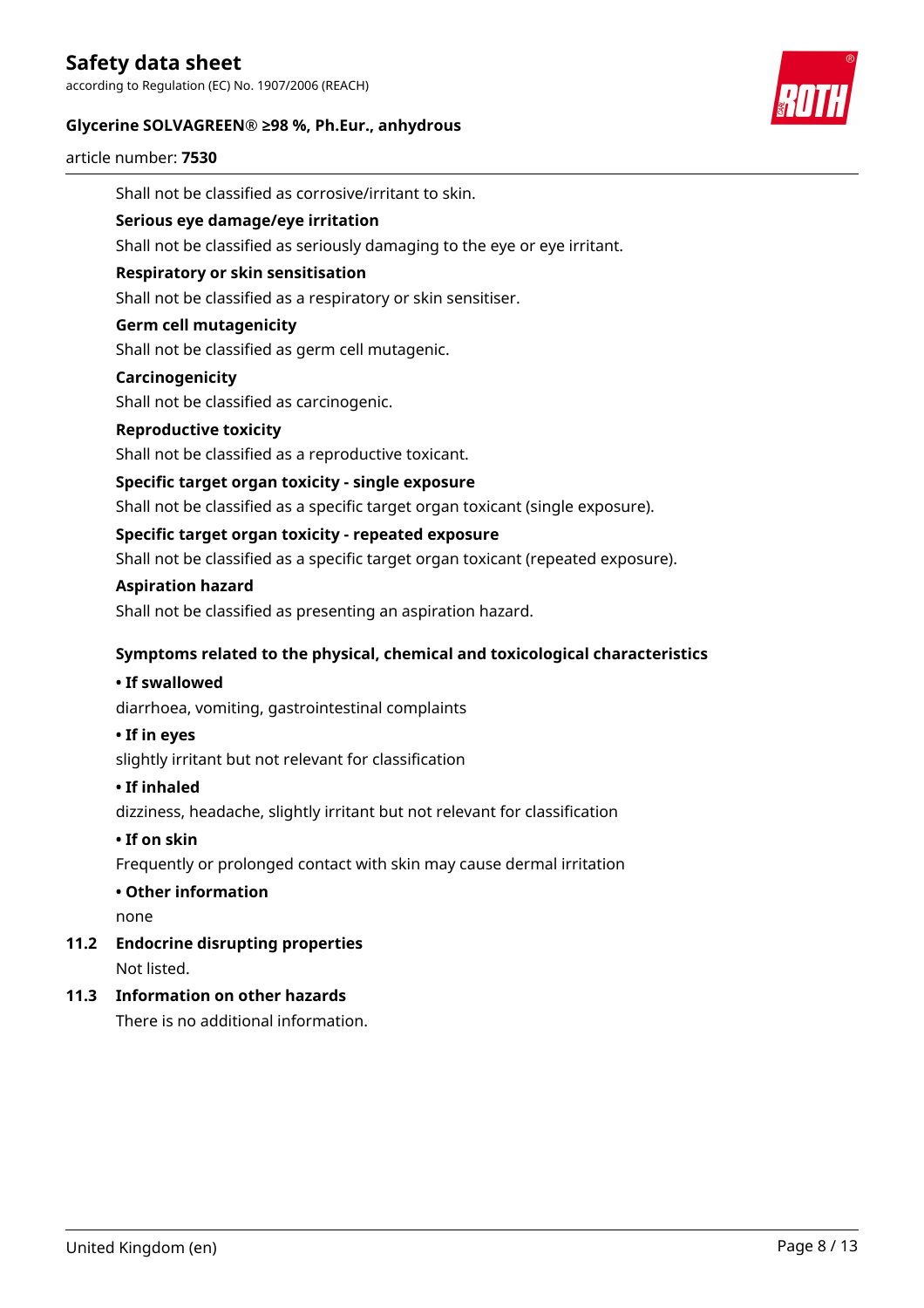Shall not be classified as corrosive/irritant to skin.

**Serious eye damage/eye irritation**

Shall not be classified as seriously damaging to the eye or eye irritant.

**Respiratory or skin sensitisation**

Shall not be classified as a respiratory or skin sensitiser.

**Germ cell mutagenicity**

Shall not be classified as germ cell mutagenic.

**Carcinogenicity**

Shall not be classified as carcinogenic.

**Reproductive toxicity**

Shall not be classified as a reproductive toxicant.

**Specific target organ toxicity - single exposure**

Shall not be classified as a specific target organ toxicant (single exposure).

**Specific target organ toxicity - repeated exposure**

Shall not be classified as a specific target organ toxicant (repeated exposure).

**Aspiration hazard**

Shall not be classified as presenting an aspiration hazard.

**Symptoms related to the physical, chemical and toxicological characteristics**

**• If swallowed**

diarrhoea, vomiting, gastrointestinal complaints

**• If in eyes**

slightly irritant but not relevant for classification

**• If inhaled**

dizziness, headache, slightly irritant but not relevant for classification

**• If on skin**

Frequently or prolonged contact with skin may cause dermal irritation

**• Other information**

none

## 11.2 Endocrine disrupting properties

Not listed.

## 11.3 Information on other hazards

There is no additional information.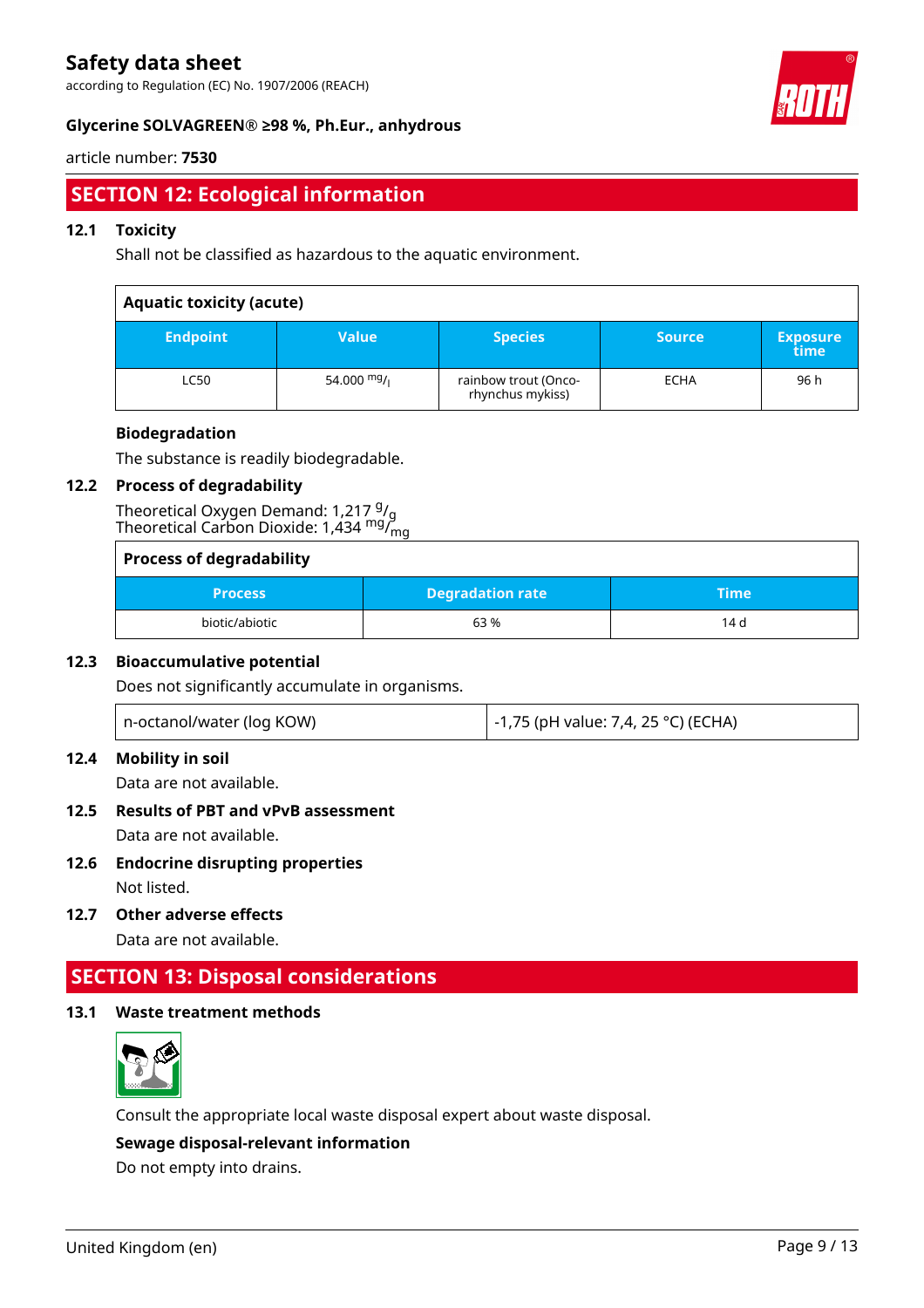## SECTION 12: Ecological information

### 12.1 Toxicity

Shall not be classified as hazardous to the aquatic environment.

| Aquatic toxicity (acute) | | | | |
|---|---|---|---|---|
| **Endpoint** | **Value** | **Species** | **Source** | **Exposure time** |
| LC50 | 54.000 $^{mg}/_{l}$ | rainbow trout (Oncorhynchus mykiss) | ECHA | 96 h |

**Biodegradation**

The substance is readily biodegradable.

### 12.2 Process of degradability

Theoretical Oxygen Demand: 1,217 $^{g}/_{g}$
Theoretical Carbon Dioxide: 1,434 $^{mg}/_{mg}$

| Process of degradability | | |
|---|---|---|
| **Process** | **Degradation rate** | **Time** |
| biotic/abiotic | 63 % | 14 d |

### 12.3 Bioaccumulative potential

Does not significantly accumulate in organisms.

| n-octanol/water (log KOW) | -1,75 (pH value: 7,4, 25 °C) (ECHA) |
|---|---|

### 12.4 Mobility in soil

Data are not available.

### 12.5 Results of PBT and vPvB assessment

Data are not available.

### 12.6 Endocrine disrupting properties

Not listed.

### 12.7 Other adverse effects

Data are not available.

## SECTION 13: Disposal considerations

### 13.1 Waste treatment methods

Consult the appropriate local waste disposal expert about waste disposal.

**Sewage disposal-relevant information**

Do not empty into drains.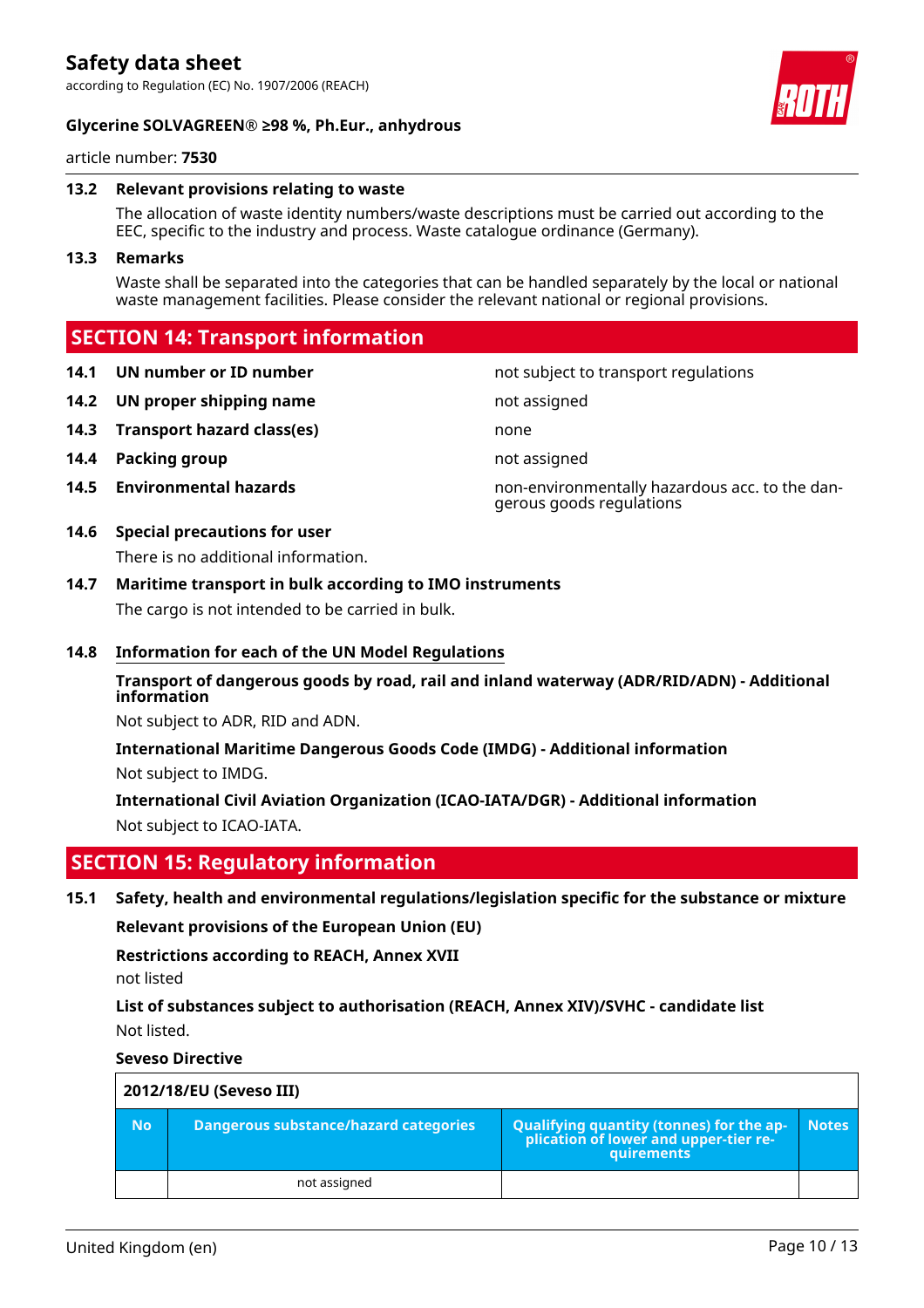### 13.2 Relevant provisions relating to waste

The allocation of waste identity numbers/waste descriptions must be carried out according to the EEC, specific to the industry and process. Waste catalogue ordinance (Germany).

### 13.3 Remarks

Waste shall be separated into the categories that can be handled separately by the local or national waste management facilities. Please consider the relevant national or regional provisions.

## SECTION 14: Transport information

| | | |
|---|---|---|
| **14.1** | **UN number or ID number** | not subject to transport regulations |
| **14.2** | **UN proper shipping name** | not assigned |
| **14.3** | **Transport hazard class(es)** | none |
| **14.4** | **Packing group** | not assigned |
| **14.5** | **Environmental hazards** | non-environmentally hazardous acc. to the dangerous goods regulations |

### 14.6 Special precautions for user

There is no additional information.

### 14.7 Maritime transport in bulk according to IMO instruments

The cargo is not intended to be carried in bulk.

### 14.8 Information for each of the UN Model Regulations

**Transport of dangerous goods by road, rail and inland waterway (ADR/RID/ADN) - Additional information**

Not subject to ADR, RID and ADN.

**International Maritime Dangerous Goods Code (IMDG) - Additional information**

Not subject to IMDG.

**International Civil Aviation Organization (ICAO-IATA/DGR) - Additional information**

Not subject to ICAO-IATA.

## SECTION 15: Regulatory information

### 15.1 Safety, health and environmental regulations/legislation specific for the substance or mixture

**Relevant provisions of the European Union (EU)**

**Restrictions according to REACH, Annex XVII**

not listed

**List of substances subject to authorisation (REACH, Annex XIV)/SVHC - candidate list**

Not listed.

**Seveso Directive**

| 2012/18/EU (Seveso III) | | | |
|---|---|---|---|
| **No** | **Dangerous substance/hazard categories** | **Qualifying quantity (tonnes) for the application of lower and upper-tier requirements** | **Notes** |
| | not assigned | | |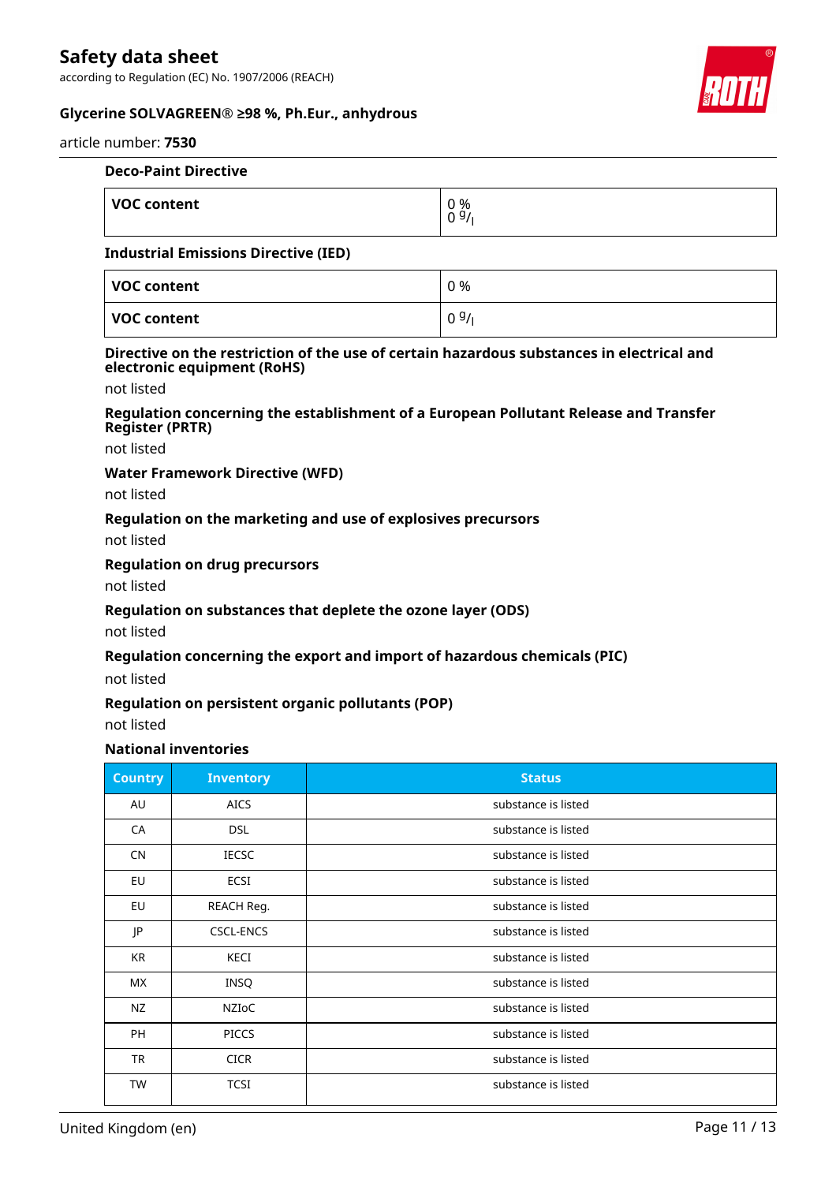**Deco-Paint Directive**

| VOC content | 0 %<br>0 g/l |
|---|---|

**Industrial Emissions Directive (IED)**

| VOC content | 0 % |
|---|---|
| VOC content | 0 g/l |

**Directive on the restriction of the use of certain hazardous substances in electrical and electronic equipment (RoHS)**

not listed

**Regulation concerning the establishment of a European Pollutant Release and Transfer Register (PRTR)**

not listed

**Water Framework Directive (WFD)**

not listed

**Regulation on the marketing and use of explosives precursors**

not listed

**Regulation on drug precursors**

not listed

**Regulation on substances that deplete the ozone layer (ODS)**

not listed

**Regulation concerning the export and import of hazardous chemicals (PIC)**

not listed

**Regulation on persistent organic pollutants (POP)**

not listed

**National inventories**

| Country | Inventory | Status |
|---|---|---|
| AU | AICS | substance is listed |
| CA | DSL | substance is listed |
| CN | IECSC | substance is listed |
| EU | ECSI | substance is listed |
| EU | REACH Reg. | substance is listed |
| JP | CSCL-ENCS | substance is listed |
| KR | KECI | substance is listed |
| MX | INSQ | substance is listed |
| NZ | NZIoC | substance is listed |
| PH | PICCS | substance is listed |
| TR | CICR | substance is listed |
| TW | TCSI | substance is listed |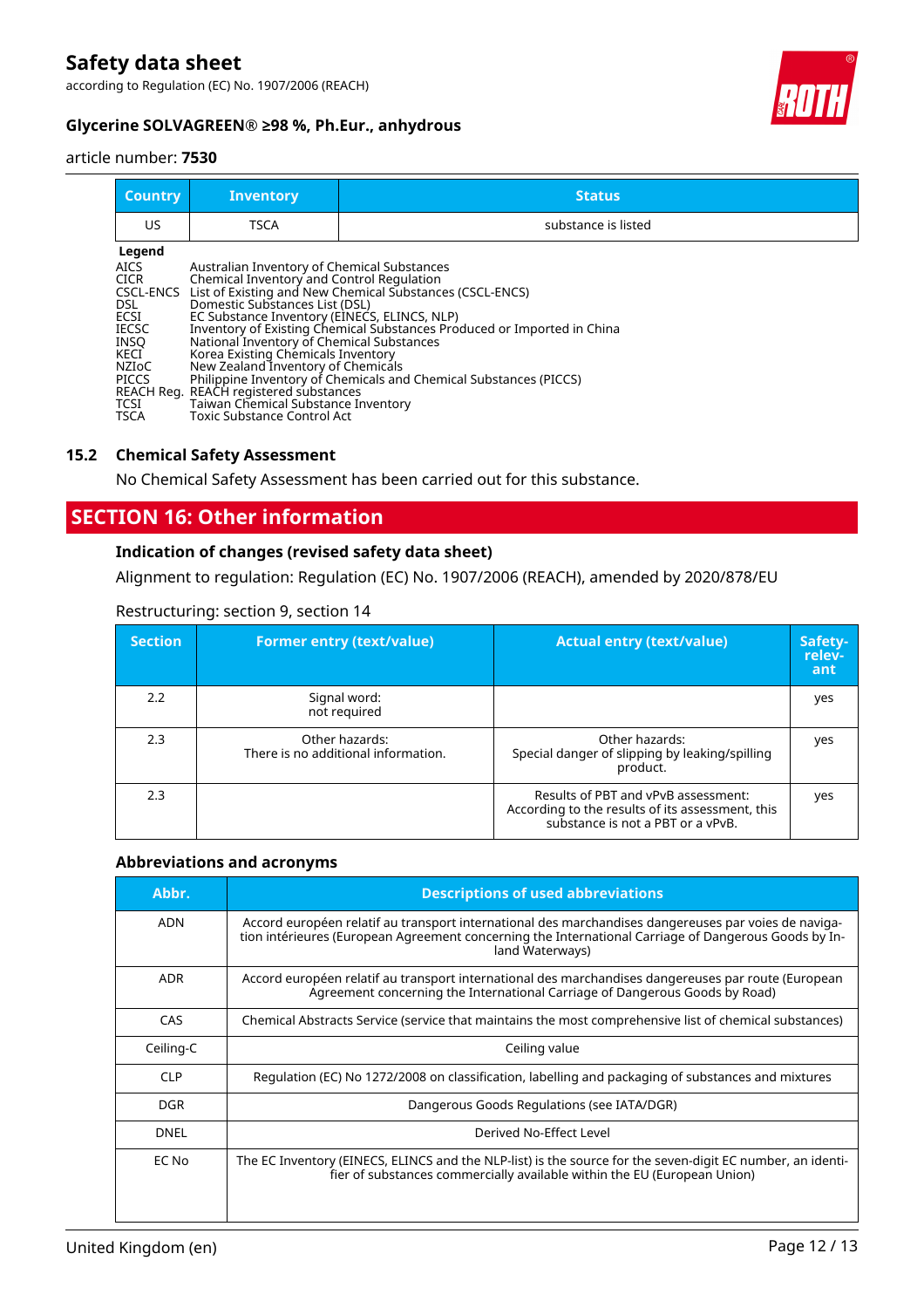| Country | Inventory | Status |
|---|---|---|
| US | TSCA | substance is listed |

**Legend**

AICS Australian Inventory of Chemical Substances
CICR Chemical Inventory and Control Regulation
CSCL-ENCS List of Existing and New Chemical Substances (CSCL-ENCS)
DSL Domestic Substances List (DSL)
ECSI EC Substance Inventory (EINECS, ELINCS, NLP)
IECSC Inventory of Existing Chemical Substances Produced or Imported in China
INSQ National Inventory of Chemical Substances
KECI Korea Existing Chemicals Inventory
NZIoC New Zealand Inventory of Chemicals
PICCS Philippine Inventory of Chemicals and Chemical Substances (PICCS)
REACH Reg. REACH registered substances
TCSI Taiwan Chemical Substance Inventory
TSCA Toxic Substance Control Act

### 15.2 Chemical Safety Assessment

No Chemical Safety Assessment has been carried out for this substance.

## SECTION 16: Other information

### Indication of changes (revised safety data sheet)

Alignment to regulation: Regulation (EC) No. 1907/2006 (REACH), amended by 2020/878/EU

Restructuring: section 9, section 14

| Section | Former entry (text/value) | Actual entry (text/value) | Safety-relevant |
|---|---|---|---|
| 2.2 | Signal word: not required | | yes |
| 2.3 | Other hazards: There is no additional information. | Other hazards: Special danger of slipping by leaking/spilling product. | yes |
| 2.3 | | Results of PBT and vPvB assessment: According to the results of its assessment, this substance is not a PBT or a vPvB. | yes |

### Abbreviations and acronyms

| Abbr. | Descriptions of used abbreviations |
|---|---|
| ADN | Accord européen relatif au transport international des marchandises dangereuses par voies de navigation intérieures (European Agreement concerning the International Carriage of Dangerous Goods by Inland Waterways) |
| ADR | Accord européen relatif au transport international des marchandises dangereuses par route (European Agreement concerning the International Carriage of Dangerous Goods by Road) |
| CAS | Chemical Abstracts Service (service that maintains the most comprehensive list of chemical substances) |
| Ceiling-C | Ceiling value |
| CLP | Regulation (EC) No 1272/2008 on classification, labelling and packaging of substances and mixtures |
| DGR | Dangerous Goods Regulations (see IATA/DGR) |
| DNEL | Derived No-Effect Level |
| EC No | The EC Inventory (EINECS, ELINCS and the NLP-list) is the source for the seven-digit EC number, an identifier of substances commercially available within the EU (European Union) |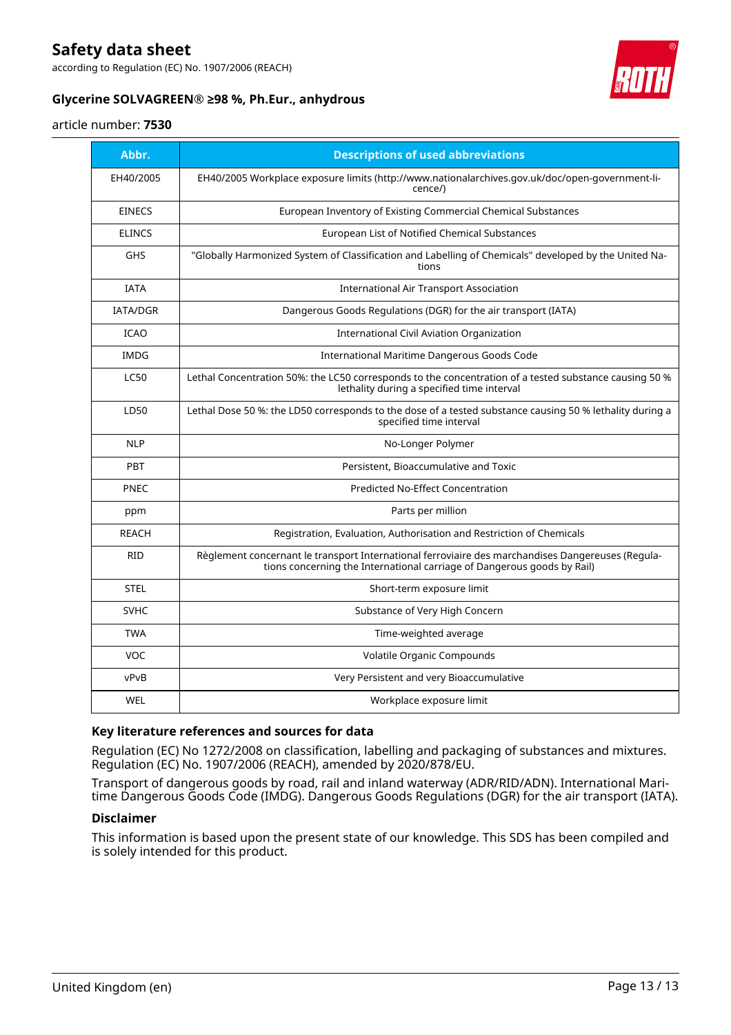| Abbr. | Descriptions of used abbreviations |
|---|---|
| EH40/2005 | EH40/2005 Workplace exposure limits (http://www.nationalarchives.gov.uk/doc/open-government-licence/) |
| EINECS | European Inventory of Existing Commercial Chemical Substances |
| ELINCS | European List of Notified Chemical Substances |
| GHS | "Globally Harmonized System of Classification and Labelling of Chemicals" developed by the United Nations |
| IATA | International Air Transport Association |
| IATA/DGR | Dangerous Goods Regulations (DGR) for the air transport (IATA) |
| ICAO | International Civil Aviation Organization |
| IMDG | International Maritime Dangerous Goods Code |
| LC50 | Lethal Concentration 50%: the LC50 corresponds to the concentration of a tested substance causing 50 % lethality during a specified time interval |
| LD50 | Lethal Dose 50 %: the LD50 corresponds to the dose of a tested substance causing 50 % lethality during a specified time interval |
| NLP | No-Longer Polymer |
| PBT | Persistent, Bioaccumulative and Toxic |
| PNEC | Predicted No-Effect Concentration |
| ppm | Parts per million |
| REACH | Registration, Evaluation, Authorisation and Restriction of Chemicals |
| RID | Règlement concernant le transport International ferroviaire des marchandises Dangereuses (Regulations concerning the International carriage of Dangerous goods by Rail) |
| STEL | Short-term exposure limit |
| SVHC | Substance of Very High Concern |
| TWA | Time-weighted average |
| VOC | Volatile Organic Compounds |
| vPvB | Very Persistent and very Bioaccumulative |
| WEL | Workplace exposure limit |

### Key literature references and sources for data

Regulation (EC) No 1272/2008 on classification, labelling and packaging of substances and mixtures. Regulation (EC) No. 1907/2006 (REACH), amended by 2020/878/EU.

Transport of dangerous goods by road, rail and inland waterway (ADR/RID/ADN). International Maritime Dangerous Goods Code (IMDG). Dangerous Goods Regulations (DGR) for the air transport (IATA).

### Disclaimer

This information is based upon the present state of our knowledge. This SDS has been compiled and is solely intended for this product.